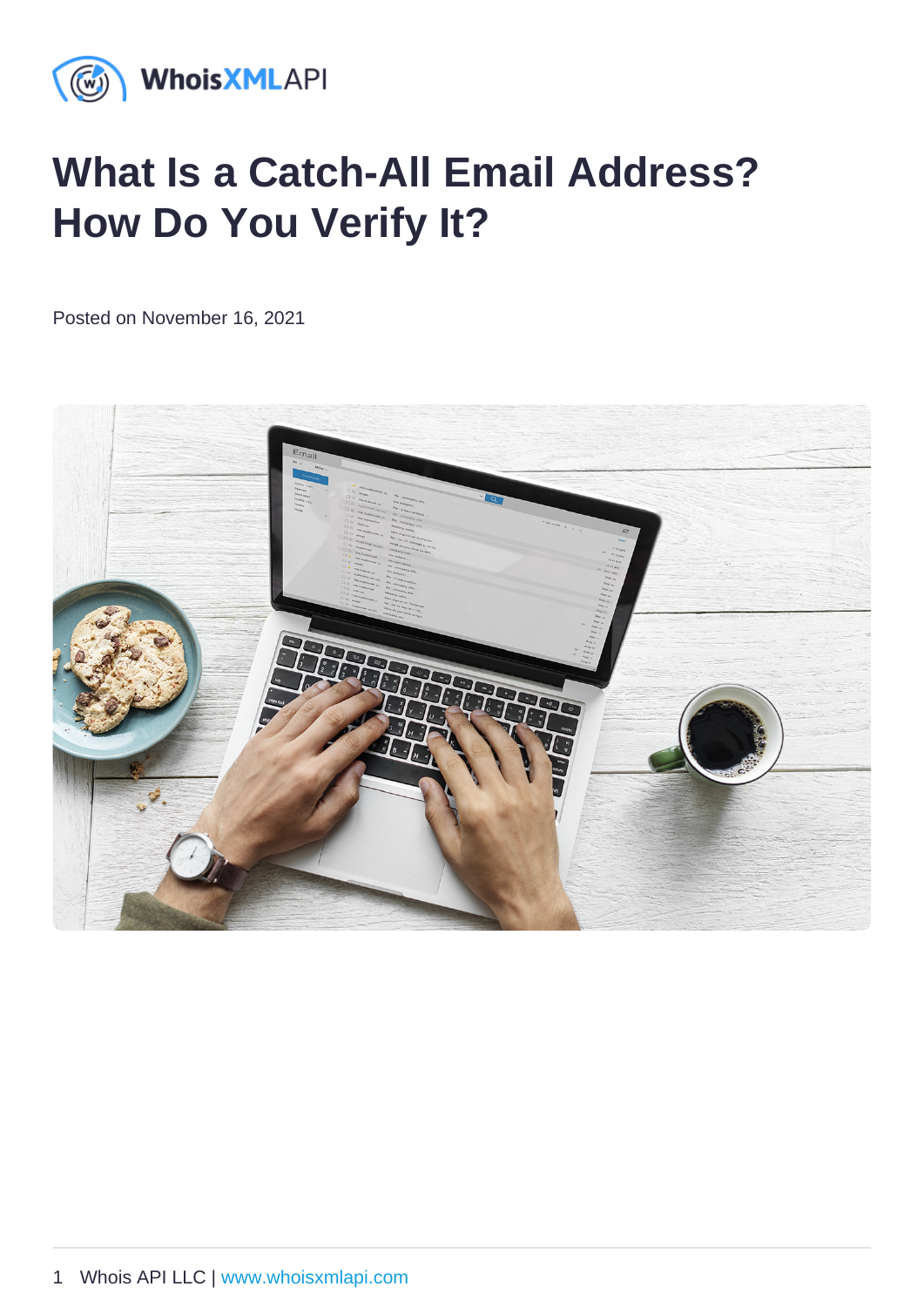# What Is a Catch-All Email Address? How Do You Verify It?

Posted on November 16, 2021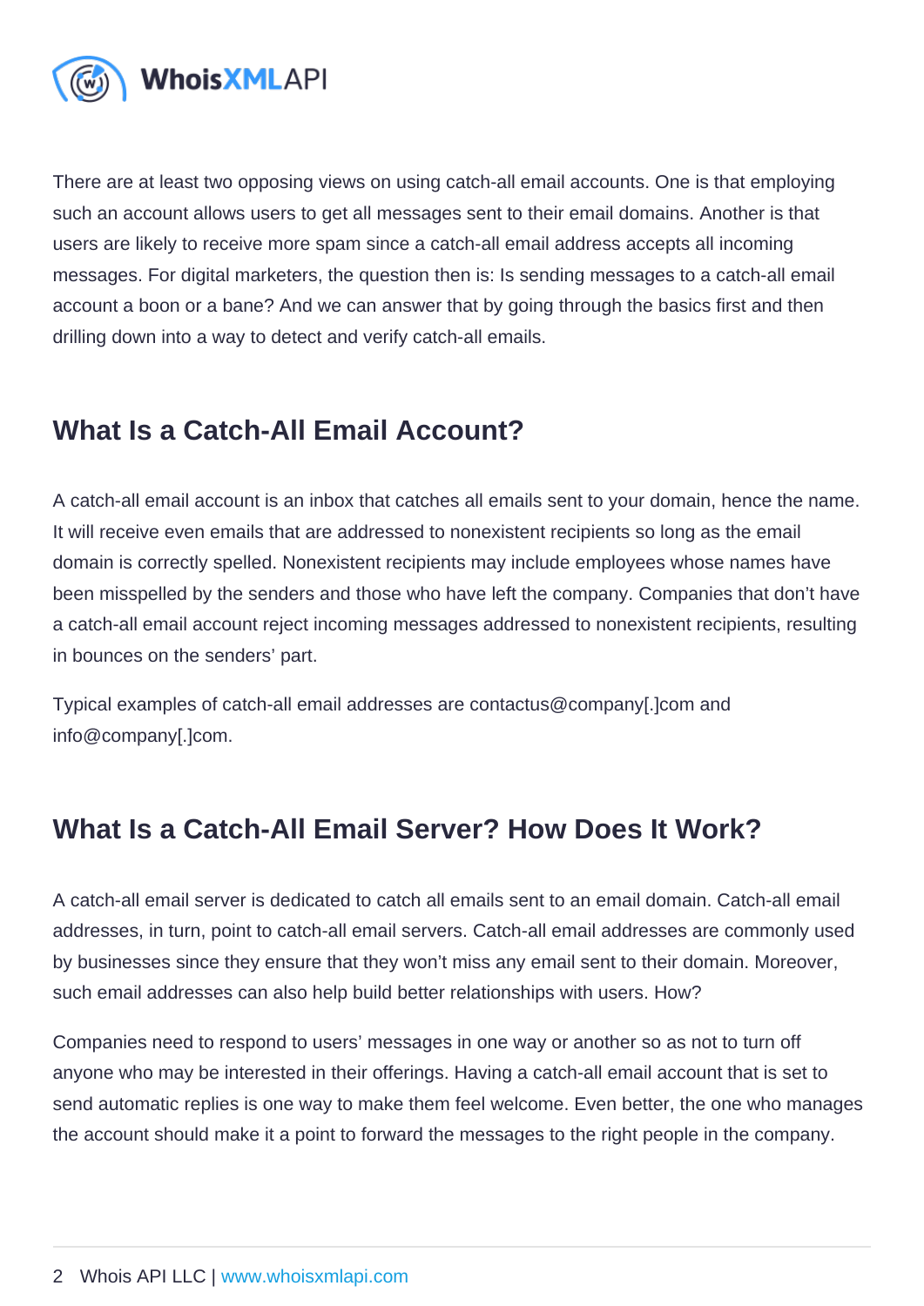There are at least two opposing views on using catch-all email accounts. One is that employing such an account allows users to get all messages sent to their email domains. Another is that users are likely to receive more spam since a catch-all email address accepts all incoming messages. For digital marketers, the question then is: Is sending messages to a catch-all email account a boon or a bane? And we can answer that by going through the basics first and then drilling down into a way to detect and verify catch-all emails.

## What Is a Catch-All Email Account?

A catch-all email account is an inbox that catches all emails sent to your domain, hence the name. It will receive even emails that are addressed to nonexistent recipients so long as the email domain is correctly spelled. Nonexistent recipients may include employees whose names have been misspelled by the senders and those who have left the company. Companies that don't have a catch-all email account reject incoming messages addressed to nonexistent recipients, resulting in bounces on the senders' part.

Typical examples of catch-all email addresses are contactus@company[.]com and info@company[.]com.

## What Is a Catch-All Email Server? How Does It Work?

A catch-all email server is dedicated to catch all emails sent to an email domain. Catch-all email addresses, in turn, point to catch-all email servers. Catch-all email addresses are commonly used by businesses since they ensure that they won't miss any email sent to their domain. Moreover, such email addresses can also help build better relationships with users. How?

Companies need to respond to users' messages in one way or another so as not to turn off anyone who may be interested in their offerings. Having a catch-all email account that is set to send automatic replies is one way to make them feel welcome. Even better, the one who manages the account should make it a point to forward the messages to the right people in the company.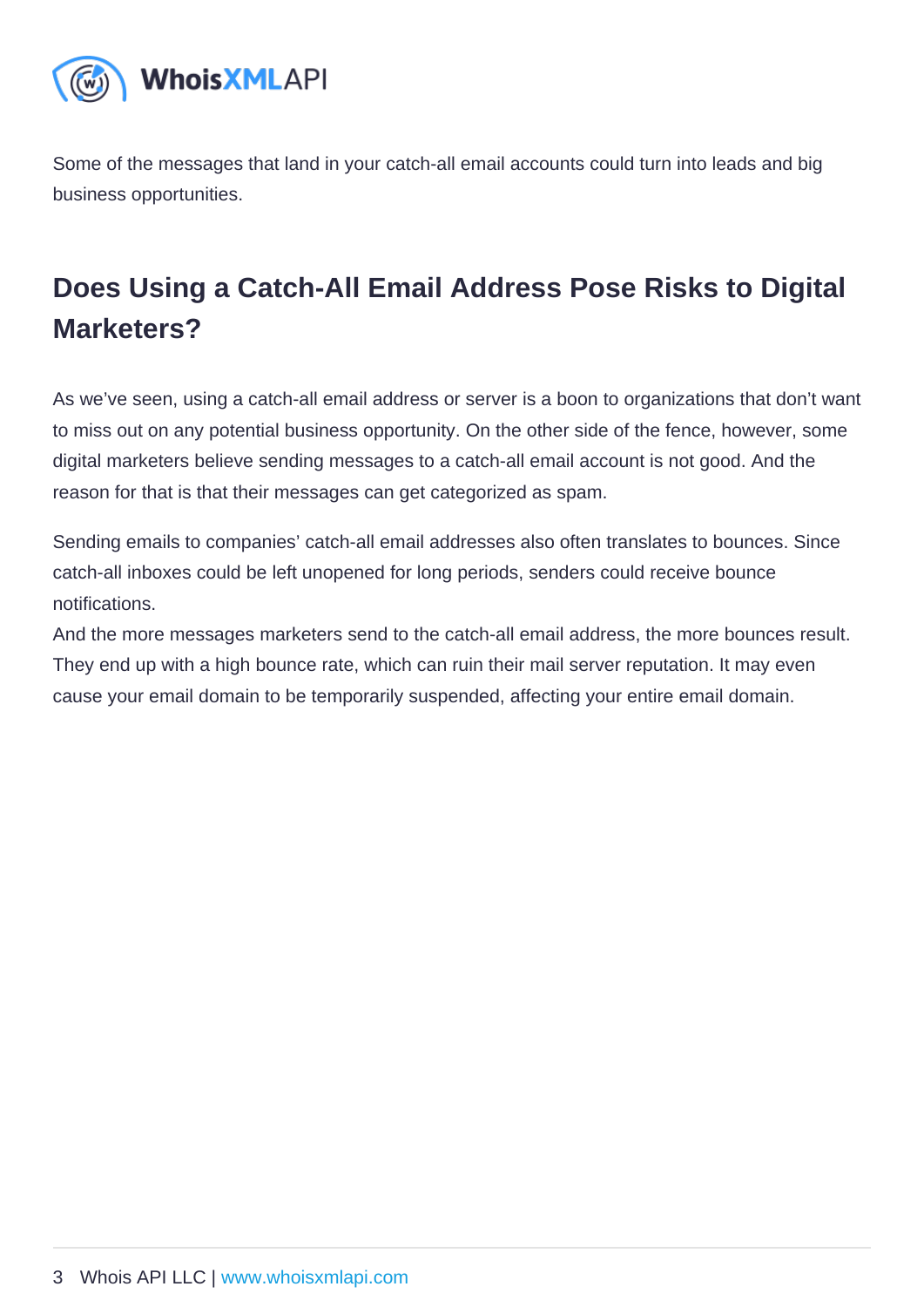Some of the messages that land in your catch-all email accounts could turn into leads and big business opportunities.

## Does Using a Catch-All Email Address Pose Risks to Digital Marketers?

As we've seen, using a catch-all email address or server is a boon to organizations that don't want to miss out on any potential business opportunity. On the other side of the fence, however, some digital marketers believe sending messages to a catch-all email account is not good. And the reason for that is that their messages can get categorized as spam.

Sending emails to companies' catch-all email addresses also often translates to bounces. Since catch-all inboxes could be left unopened for long periods, senders could receive bounce notifications.

And the more messages marketers send to the catch-all email address, the more bounces result. They end up with a high bounce rate, which can ruin their mail server reputation. It may even cause your email domain to be temporarily suspended, affecting your entire email domain.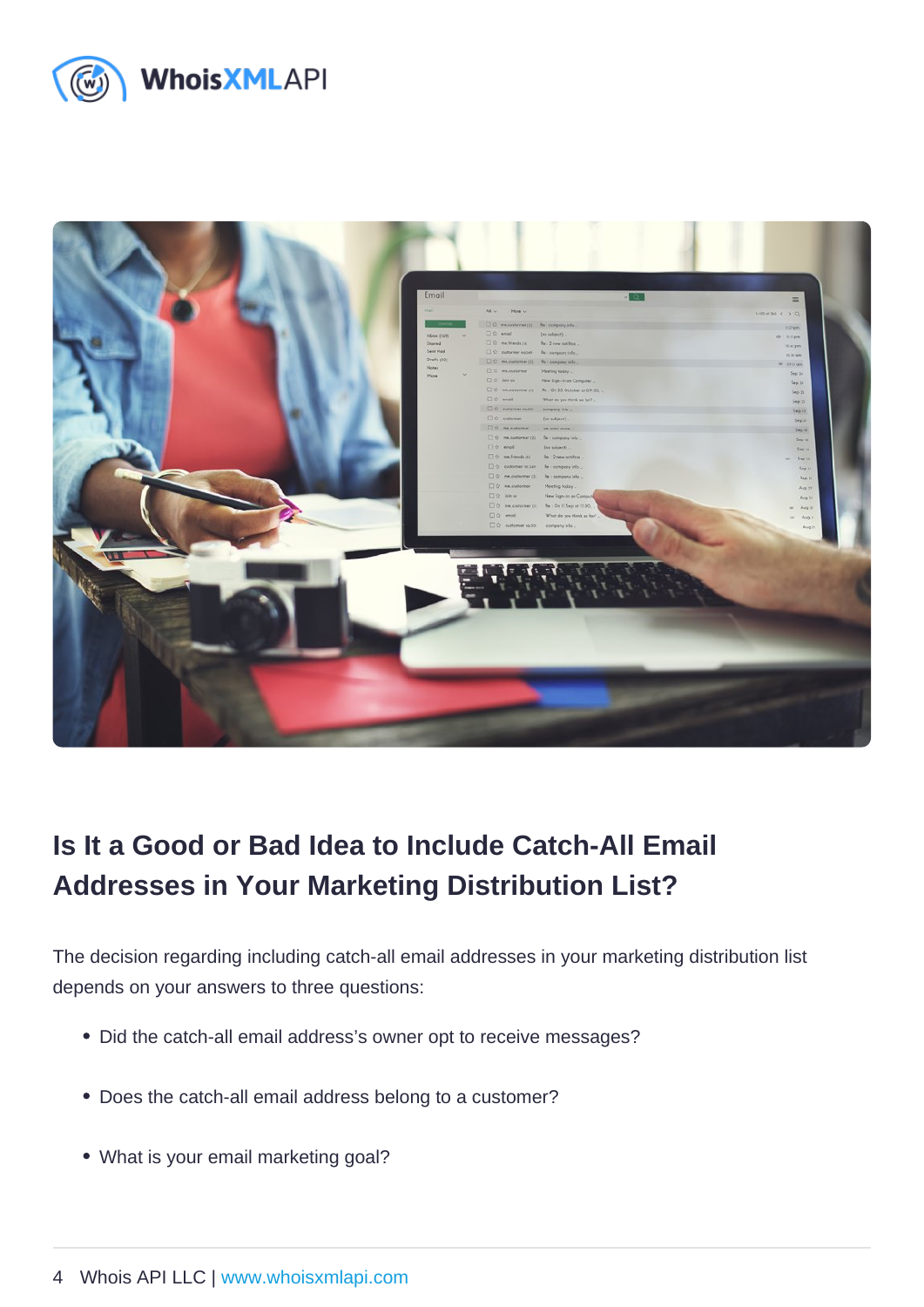## Is It a Good or Bad Idea to Include Catch-All Email Addresses in Your Marketing Distribution List?

The decision regarding including catch-all email addresses in your marketing distribution list depends on your answers to three questions:

- Did the catch-all email address's owner opt to receive messages?
- Does the catch-all email address belong to a customer?
- What is your email marketing goal?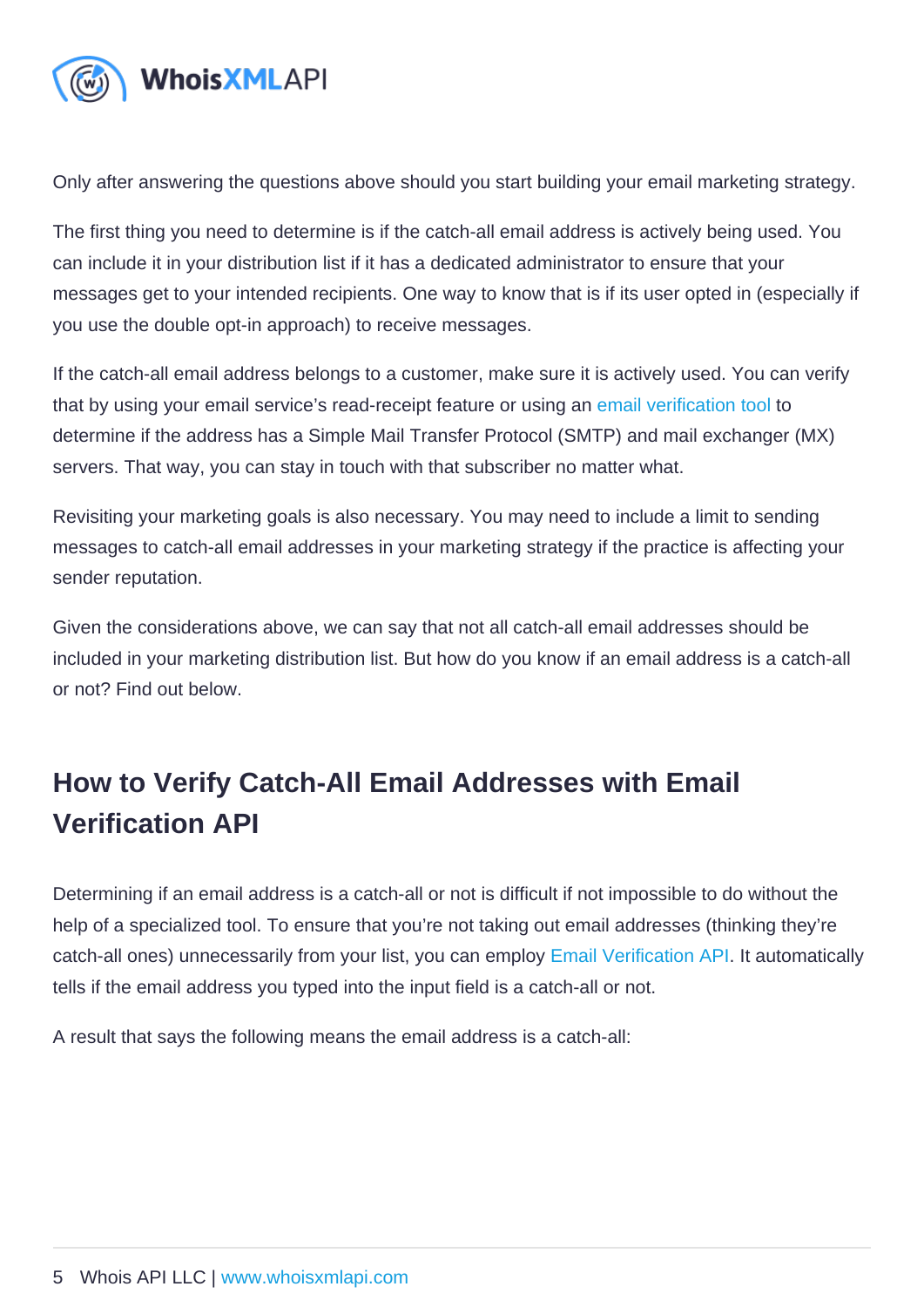Only after answering the questions above should you start building your email marketing strategy.

The first thing you need to determine is if the catch-all email address is actively being used. You can include it in your distribution list if it has a dedicated administrator to ensure that your messages get to your intended recipients. One way to know that is if its user opted in (especially if you use the double opt-in approach) to receive messages.

If the catch-all email address belongs to a customer, make sure it is actively used. You can verify that by using your email service's read-receipt feature or using an email verification tool to determine if the address has a Simple Mail Transfer Protocol (SMTP) and mail exchanger (MX) servers. That way, you can stay in touch with that subscriber no matter what.

Revisiting your marketing goals is also necessary. You may need to include a limit to sending messages to catch-all email addresses in your marketing strategy if the practice is affecting your sender reputation.

Given the considerations above, we can say that not all catch-all email addresses should be included in your marketing distribution list. But how do you know if an email address is a catch-all or not? Find out below.

## How to Verify Catch-All Email Addresses with Email Verification API

Determining if an email address is a catch-all or not is difficult if not impossible to do without the help of a specialized tool. To ensure that you're not taking out email addresses (thinking they're catch-all ones) unnecessarily from your list, you can employ Email Verification API. It automatically tells if the email address you typed into the input field is a catch-all or not.

A result that says the following means the email address is a catch-all: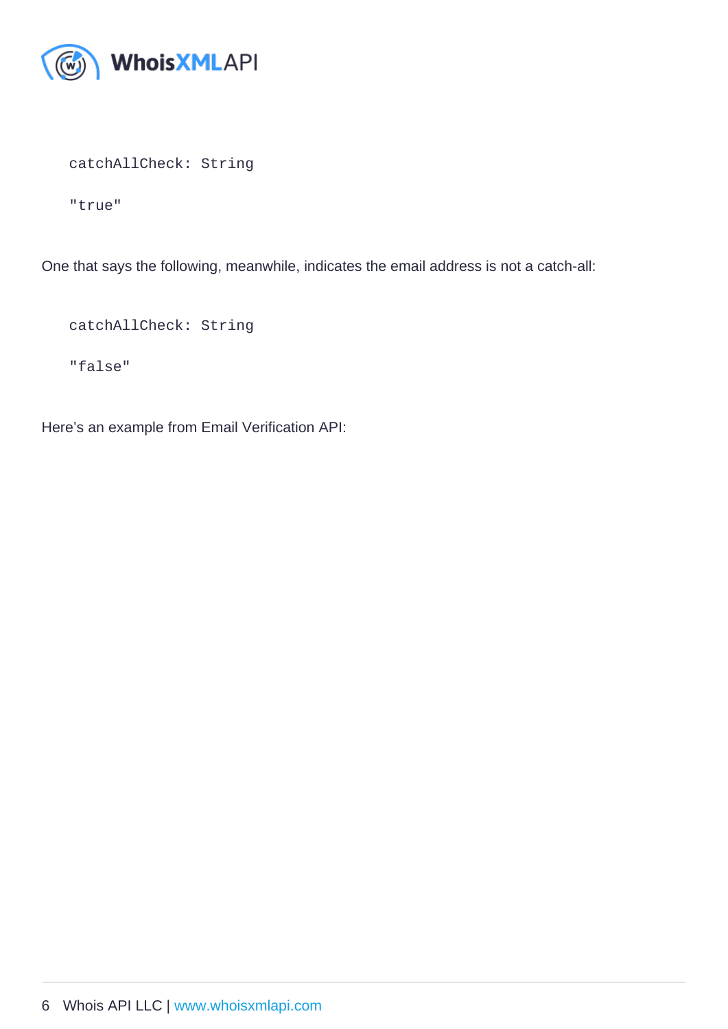```
catchAllCheck: String

"true"
```

One that says the following, meanwhile, indicates the email address is not a catch-all:

```
catchAllCheck: String

"false"
```

Here’s an example from Email Verification API: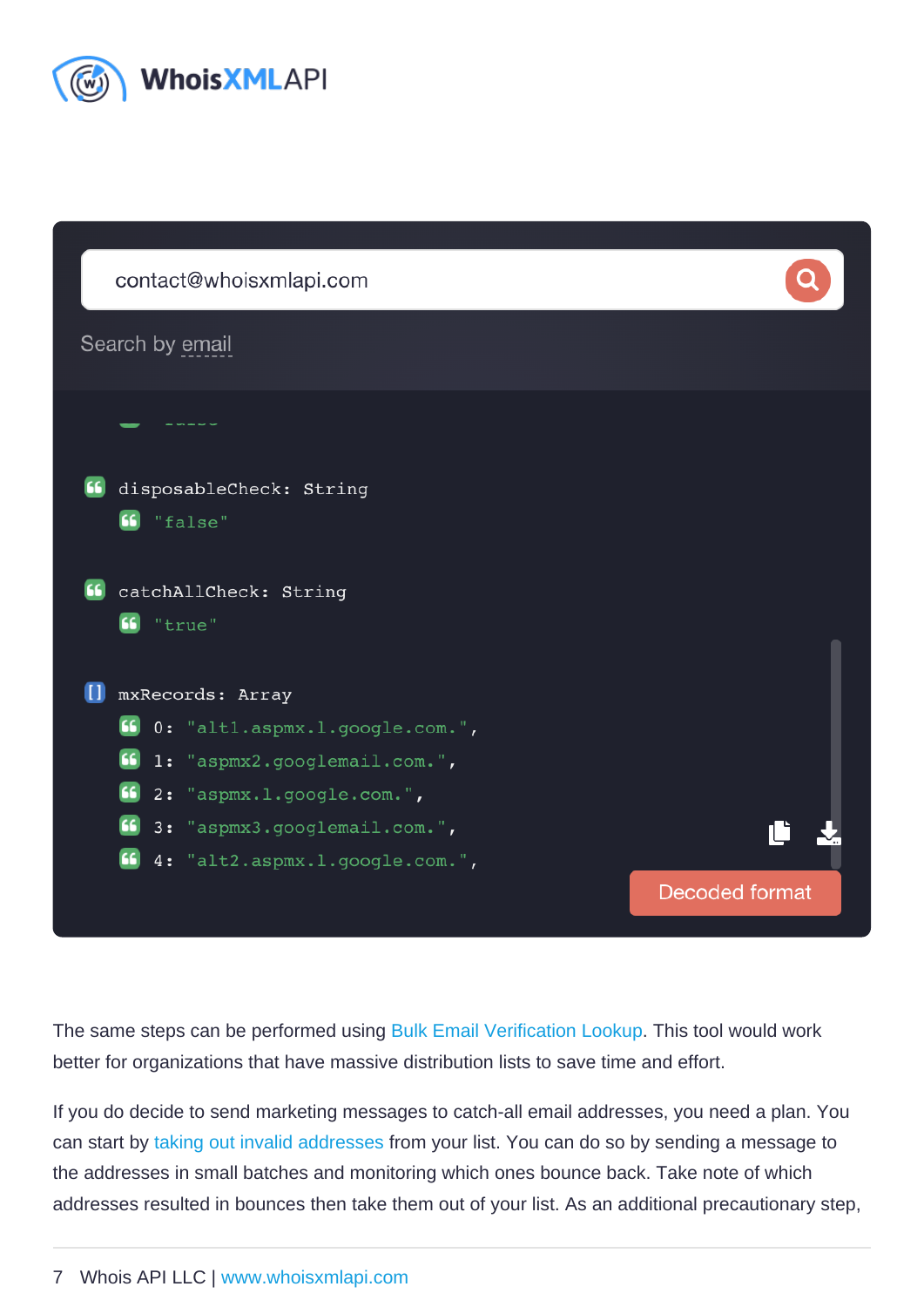contact@whoisxmlapi.com

Search by email

```
disposableCheck: String
    "false"

catchAllCheck: String
    "true"

mxRecords: Array
    0: "alt1.aspmx.l.google.com.",
    1: "aspmx2.googlemail.com.",
    2: "aspmx.l.google.com.",
    3: "aspmx3.googlemail.com.",
    4: "alt2.aspmx.l.google.com.",
```

Decoded format

The same steps can be performed using Bulk Email Verification Lookup. This tool would work better for organizations that have massive distribution lists to save time and effort.

If you do decide to send marketing messages to catch-all email addresses, you need a plan. You can start by taking out invalid addresses from your list. You can do so by sending a message to the addresses in small batches and monitoring which ones bounce back. Take note of which addresses resulted in bounces then take them out of your list. As an additional precautionary step,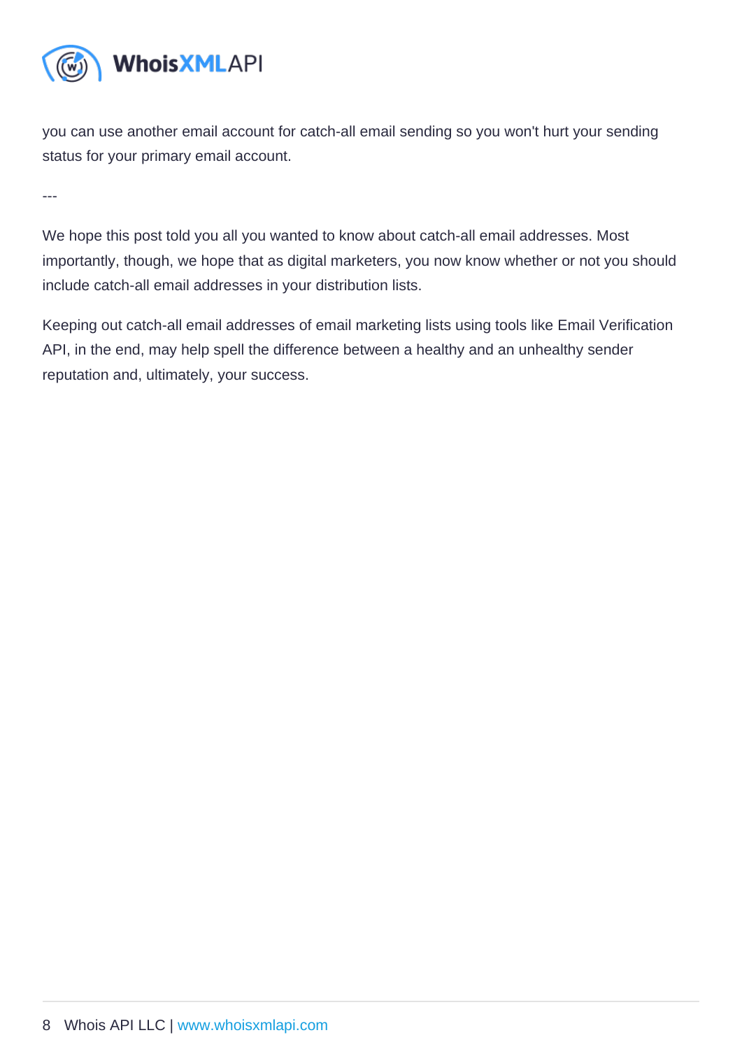you can use another email account for catch-all email sending so you won't hurt your sending status for your primary email account.

---

We hope this post told you all you wanted to know about catch-all email addresses. Most importantly, though, we hope that as digital marketers, you now know whether or not you should include catch-all email addresses in your distribution lists.

Keeping out catch-all email addresses of email marketing lists using tools like Email Verification API, in the end, may help spell the difference between a healthy and an unhealthy sender reputation and, ultimately, your success.